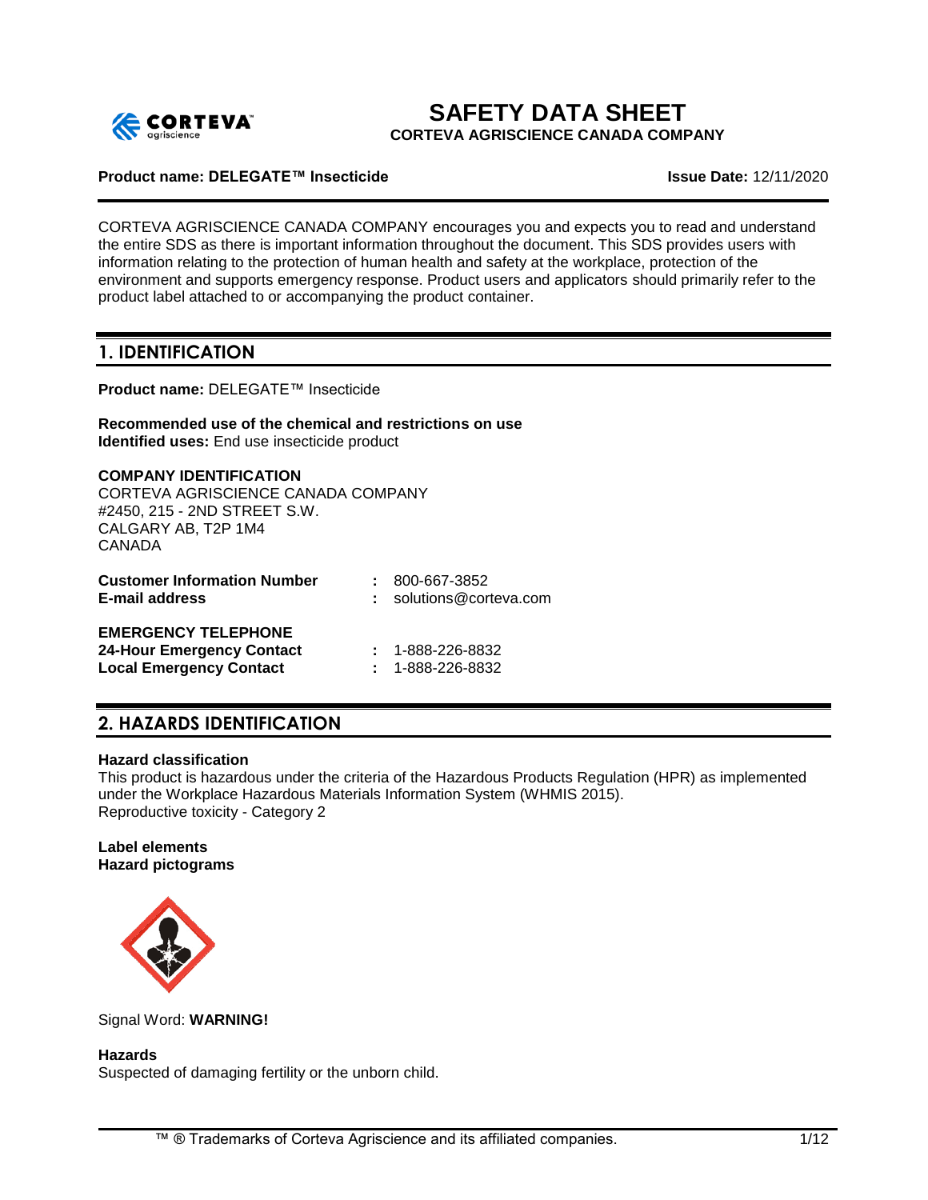# SAFETY DATA SHEET

**CORTEVA AGRISCIENCE CANADA COMPANY**

**Product name: DELEGATE™ Insecticide** **Issue Date:** 12/11/2020

CORTEVA AGRISCIENCE CANADA COMPANY encourages you and expects you to read and understand the entire SDS as there is important information throughout the document. This SDS provides users with information relating to the protection of human health and safety at the workplace, protection of the environment and supports emergency response. Product users and applicators should primarily refer to the product label attached to or accompanying the product container.

## 1. IDENTIFICATION

**Product name:** DELEGATE™ Insecticide

**Recommended use of the chemical and restrictions on use**
**Identified uses:** End use insecticide product

**COMPANY IDENTIFICATION**
CORTEVA AGRISCIENCE CANADA COMPANY
#2450, 215 - 2ND STREET S.W.
CALGARY AB, T2P 1M4
CANADA

**Customer Information Number** : 800-667-3852
**E-mail address** : solutions@corteva.com

**EMERGENCY TELEPHONE**
**24-Hour Emergency Contact** : 1-888-226-8832
**Local Emergency Contact** : 1-888-226-8832

## 2. HAZARDS IDENTIFICATION

**Hazard classification**
This product is hazardous under the criteria of the Hazardous Products Regulation (HPR) as implemented under the Workplace Hazardous Materials Information System (WHMIS 2015).
Reproductive toxicity - Category 2

**Label elements**
**Hazard pictograms**

Signal Word: **WARNING!**

**Hazards**
Suspected of damaging fertility or the unborn child.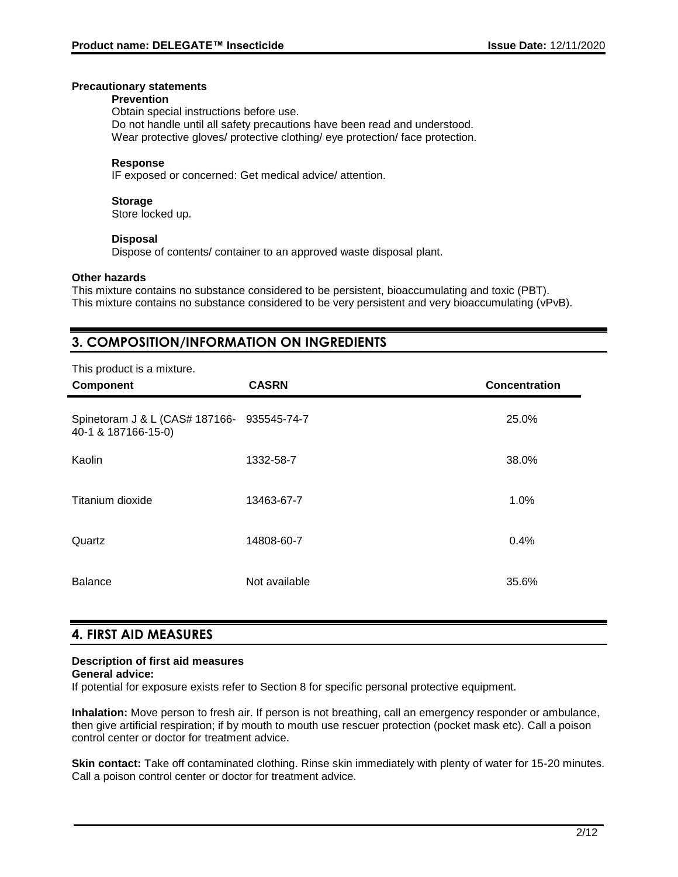**Precautionary statements**

**Prevention**

Obtain special instructions before use.
Do not handle until all safety precautions have been read and understood.
Wear protective gloves/ protective clothing/ eye protection/ face protection.

**Response**

IF exposed or concerned: Get medical advice/ attention.

**Storage**

Store locked up.

**Disposal**

Dispose of contents/ container to an approved waste disposal plant.

**Other hazards**

This mixture contains no substance considered to be persistent, bioaccumulating and toxic (PBT).
This mixture contains no substance considered to be very persistent and very bioaccumulating (vPvB).

## 3. COMPOSITION/INFORMATION ON INGREDIENTS

This product is a mixture.

| Component | CASRN | Concentration |
|---|---|---|
| Spinetoram J & L (CAS# 187166-40-1 & 187166-15-0) | 935545-74-7 | 25.0% |
| Kaolin | 1332-58-7 | 38.0% |
| Titanium dioxide | 13463-67-7 | 1.0% |
| Quartz | 14808-60-7 | 0.4% |
| Balance | Not available | 35.6% |

## 4. FIRST AID MEASURES

**Description of first aid measures**

**General advice:**

If potential for exposure exists refer to Section 8 for specific personal protective equipment.

**Inhalation:** Move person to fresh air. If person is not breathing, call an emergency responder or ambulance, then give artificial respiration; if by mouth to mouth use rescuer protection (pocket mask etc). Call a poison control center or doctor for treatment advice.

**Skin contact:** Take off contaminated clothing. Rinse skin immediately with plenty of water for 15-20 minutes. Call a poison control center or doctor for treatment advice.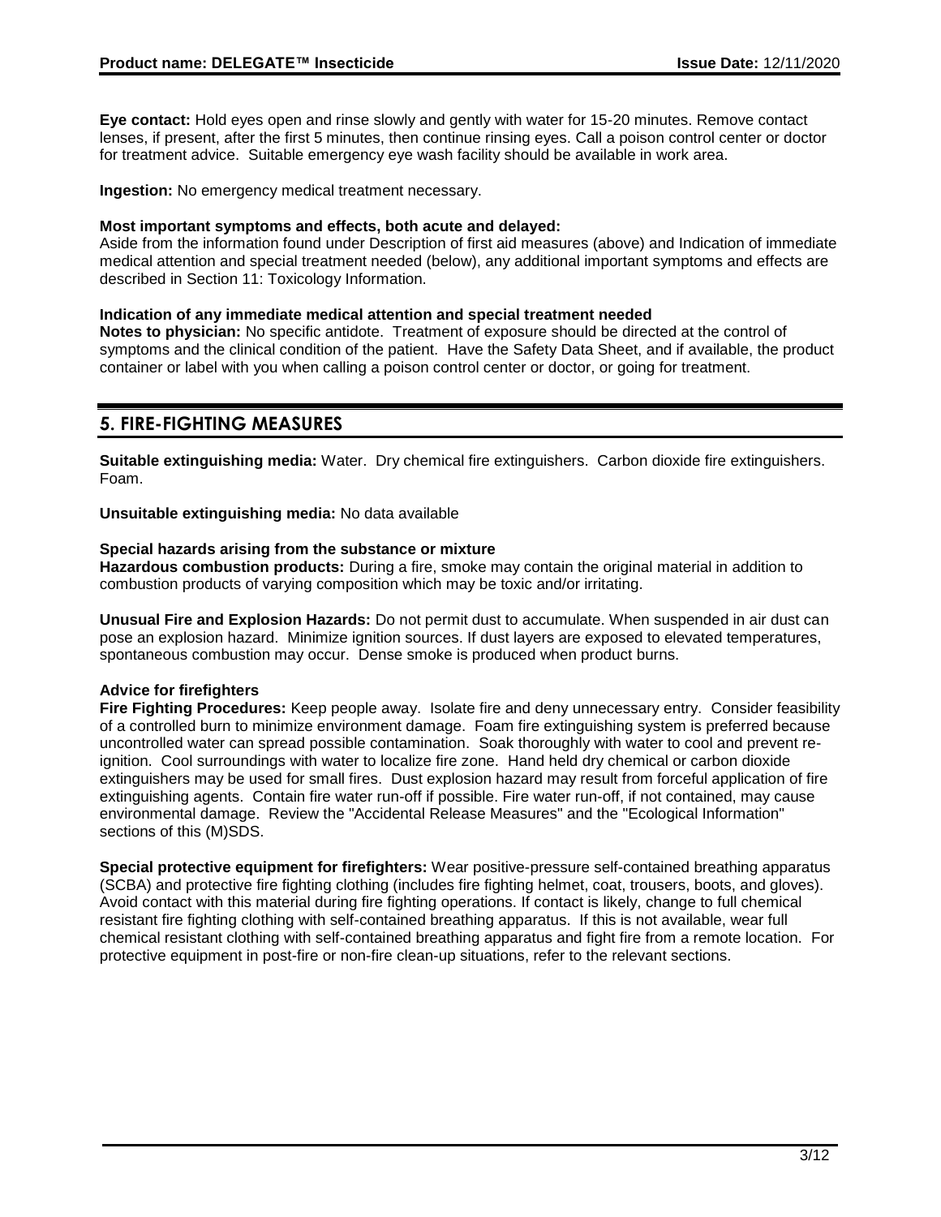**Eye contact:** Hold eyes open and rinse slowly and gently with water for 15-20 minutes. Remove contact lenses, if present, after the first 5 minutes, then continue rinsing eyes. Call a poison control center or doctor for treatment advice. Suitable emergency eye wash facility should be available in work area.

**Ingestion:** No emergency medical treatment necessary.

**Most important symptoms and effects, both acute and delayed:**
Aside from the information found under Description of first aid measures (above) and Indication of immediate medical attention and special treatment needed (below), any additional important symptoms and effects are described in Section 11: Toxicology Information.

**Indication of any immediate medical attention and special treatment needed**
**Notes to physician:** No specific antidote. Treatment of exposure should be directed at the control of symptoms and the clinical condition of the patient. Have the Safety Data Sheet, and if available, the product container or label with you when calling a poison control center or doctor, or going for treatment.

## 5. FIRE-FIGHTING MEASURES

**Suitable extinguishing media:** Water. Dry chemical fire extinguishers. Carbon dioxide fire extinguishers. Foam.

**Unsuitable extinguishing media:** No data available

**Special hazards arising from the substance or mixture**
**Hazardous combustion products:** During a fire, smoke may contain the original material in addition to combustion products of varying composition which may be toxic and/or irritating.

**Unusual Fire and Explosion Hazards:** Do not permit dust to accumulate. When suspended in air dust can pose an explosion hazard. Minimize ignition sources. If dust layers are exposed to elevated temperatures, spontaneous combustion may occur. Dense smoke is produced when product burns.

**Advice for firefighters**
**Fire Fighting Procedures:** Keep people away. Isolate fire and deny unnecessary entry. Consider feasibility of a controlled burn to minimize environment damage. Foam fire extinguishing system is preferred because uncontrolled water can spread possible contamination. Soak thoroughly with water to cool and prevent re-ignition. Cool surroundings with water to localize fire zone. Hand held dry chemical or carbon dioxide extinguishers may be used for small fires. Dust explosion hazard may result from forceful application of fire extinguishing agents. Contain fire water run-off if possible. Fire water run-off, if not contained, may cause environmental damage. Review the "Accidental Release Measures" and the "Ecological Information" sections of this (M)SDS.

**Special protective equipment for firefighters:** Wear positive-pressure self-contained breathing apparatus (SCBA) and protective fire fighting clothing (includes fire fighting helmet, coat, trousers, boots, and gloves). Avoid contact with this material during fire fighting operations. If contact is likely, change to full chemical resistant fire fighting clothing with self-contained breathing apparatus. If this is not available, wear full chemical resistant clothing with self-contained breathing apparatus and fight fire from a remote location. For protective equipment in post-fire or non-fire clean-up situations, refer to the relevant sections.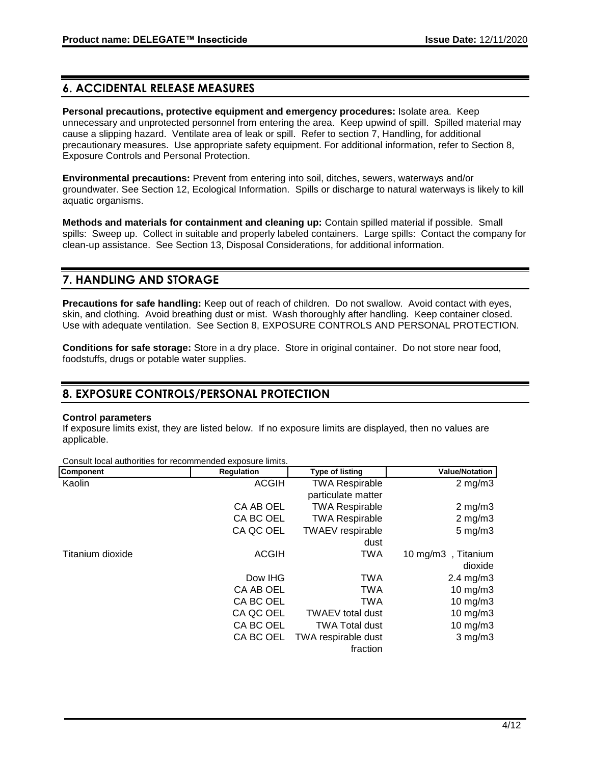## 6. ACCIDENTAL RELEASE MEASURES

**Personal precautions, protective equipment and emergency procedures:** Isolate area. Keep unnecessary and unprotected personnel from entering the area. Keep upwind of spill. Spilled material may cause a slipping hazard. Ventilate area of leak or spill. Refer to section 7, Handling, for additional precautionary measures. Use appropriate safety equipment. For additional information, refer to Section 8, Exposure Controls and Personal Protection.

**Environmental precautions:** Prevent from entering into soil, ditches, sewers, waterways and/or groundwater. See Section 12, Ecological Information. Spills or discharge to natural waterways is likely to kill aquatic organisms.

**Methods and materials for containment and cleaning up:** Contain spilled material if possible. Small spills: Sweep up. Collect in suitable and properly labeled containers. Large spills: Contact the company for clean-up assistance. See Section 13, Disposal Considerations, for additional information.

## 7. HANDLING AND STORAGE

**Precautions for safe handling:** Keep out of reach of children. Do not swallow. Avoid contact with eyes, skin, and clothing. Avoid breathing dust or mist. Wash thoroughly after handling. Keep container closed. Use with adequate ventilation. See Section 8, EXPOSURE CONTROLS AND PERSONAL PROTECTION.

**Conditions for safe storage:** Store in a dry place. Store in original container. Do not store near food, foodstuffs, drugs or potable water supplies.

## 8. EXPOSURE CONTROLS/PERSONAL PROTECTION

**Control parameters**

If exposure limits exist, they are listed below. If no exposure limits are displayed, then no values are applicable.

Consult local authorities for recommended exposure limits.

| Component | Regulation | Type of listing | Value/Notation |
|---|---|---|---|
| Kaolin | ACGIH | TWA Respirable particulate matter | 2 mg/m3 |
| | CA AB OEL | TWA Respirable | 2 mg/m3 |
| | CA BC OEL | TWA Respirable | 2 mg/m3 |
| | CA QC OEL | TWAEV respirable dust | 5 mg/m3 |
| Titanium dioxide | ACGIH | TWA | 10 mg/m3 , Titanium dioxide |
| | Dow IHG | TWA | 2.4 mg/m3 |
| | CA AB OEL | TWA | 10 mg/m3 |
| | CA BC OEL | TWA | 10 mg/m3 |
| | CA QC OEL | TWAEV total dust | 10 mg/m3 |
| | CA BC OEL | TWA Total dust | 10 mg/m3 |
| | CA BC OEL | TWA respirable dust fraction | 3 mg/m3 |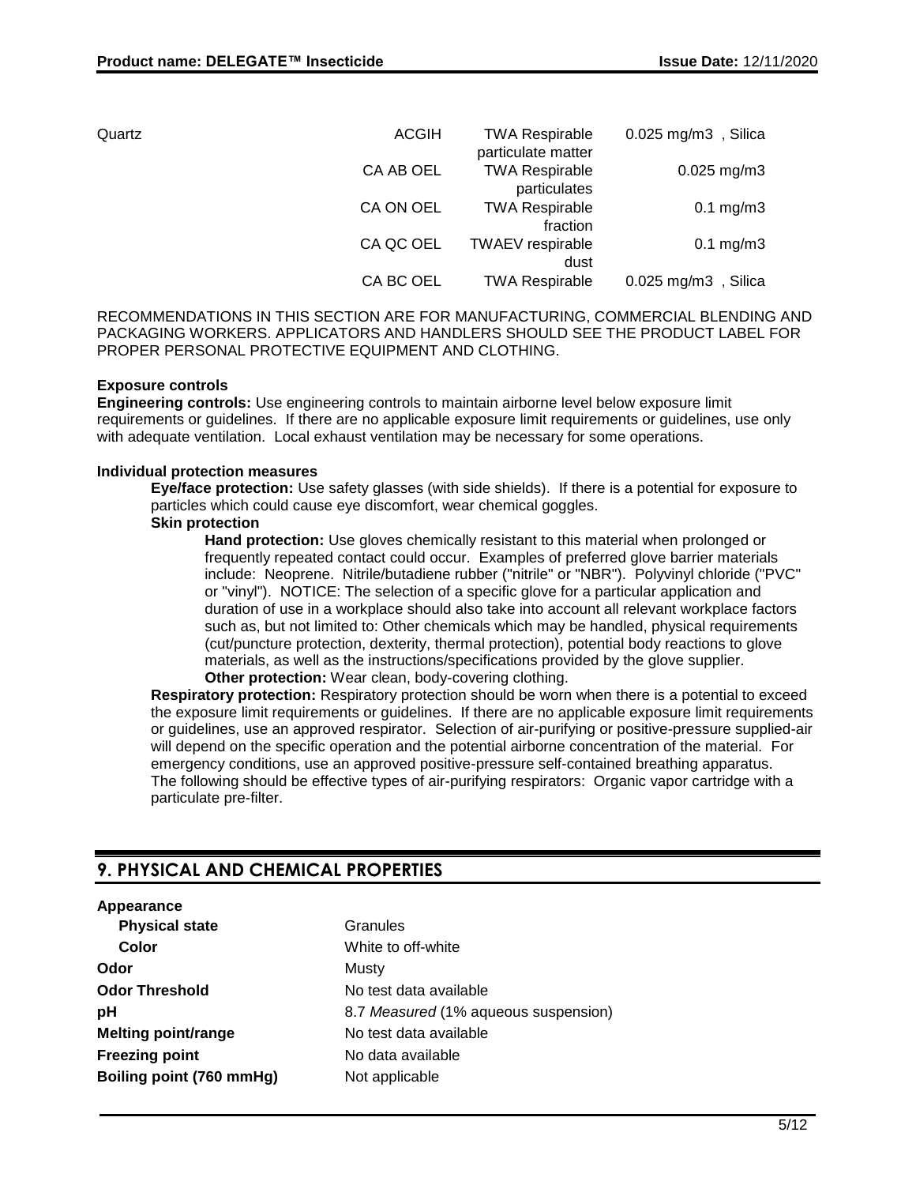| | | | |
|---|---|---|---|
| Quartz | ACGIH | TWA Respirable particulate matter | 0.025 mg/m3 , Silica |
| | CA AB OEL | TWA Respirable particulates | 0.025 mg/m3 |
| | CA ON OEL | TWA Respirable fraction | 0.1 mg/m3 |
| | CA QC OEL | TWAEV respirable dust | 0.1 mg/m3 |
| | CA BC OEL | TWA Respirable | 0.025 mg/m3 , Silica |

RECOMMENDATIONS IN THIS SECTION ARE FOR MANUFACTURING, COMMERCIAL BLENDING AND PACKAGING WORKERS. APPLICATORS AND HANDLERS SHOULD SEE THE PRODUCT LABEL FOR PROPER PERSONAL PROTECTIVE EQUIPMENT AND CLOTHING.

**Exposure controls**

**Engineering controls:** Use engineering controls to maintain airborne level below exposure limit requirements or guidelines. If there are no applicable exposure limit requirements or guidelines, use only with adequate ventilation. Local exhaust ventilation may be necessary for some operations.

**Individual protection measures**

**Eye/face protection:** Use safety glasses (with side shields). If there is a potential for exposure to particles which could cause eye discomfort, wear chemical goggles.

**Skin protection**

**Hand protection:** Use gloves chemically resistant to this material when prolonged or frequently repeated contact could occur. Examples of preferred glove barrier materials include: Neoprene. Nitrile/butadiene rubber ("nitrile" or "NBR"). Polyvinyl chloride ("PVC" or "vinyl"). NOTICE: The selection of a specific glove for a particular application and duration of use in a workplace should also take into account all relevant workplace factors such as, but not limited to: Other chemicals which may be handled, physical requirements (cut/puncture protection, dexterity, thermal protection), potential body reactions to glove materials, as well as the instructions/specifications provided by the glove supplier.

**Other protection:** Wear clean, body-covering clothing.

**Respiratory protection:** Respiratory protection should be worn when there is a potential to exceed the exposure limit requirements or guidelines. If there are no applicable exposure limit requirements or guidelines, use an approved respirator. Selection of air-purifying or positive-pressure supplied-air will depend on the specific operation and the potential airborne concentration of the material. For emergency conditions, use an approved positive-pressure self-contained breathing apparatus.
The following should be effective types of air-purifying respirators: Organic vapor cartridge with a particulate pre-filter.

## 9. PHYSICAL AND CHEMICAL PROPERTIES

**Appearance**

| | |
|---|---|
| **Physical state** | Granules |
| **Color** | White to off-white |
| **Odor** | Musty |
| **Odor Threshold** | No test data available |
| **pH** | 8.7 *Measured* (1% aqueous suspension) |
| **Melting point/range** | No test data available |
| **Freezing point** | No data available |
| **Boiling point (760 mmHg)** | Not applicable |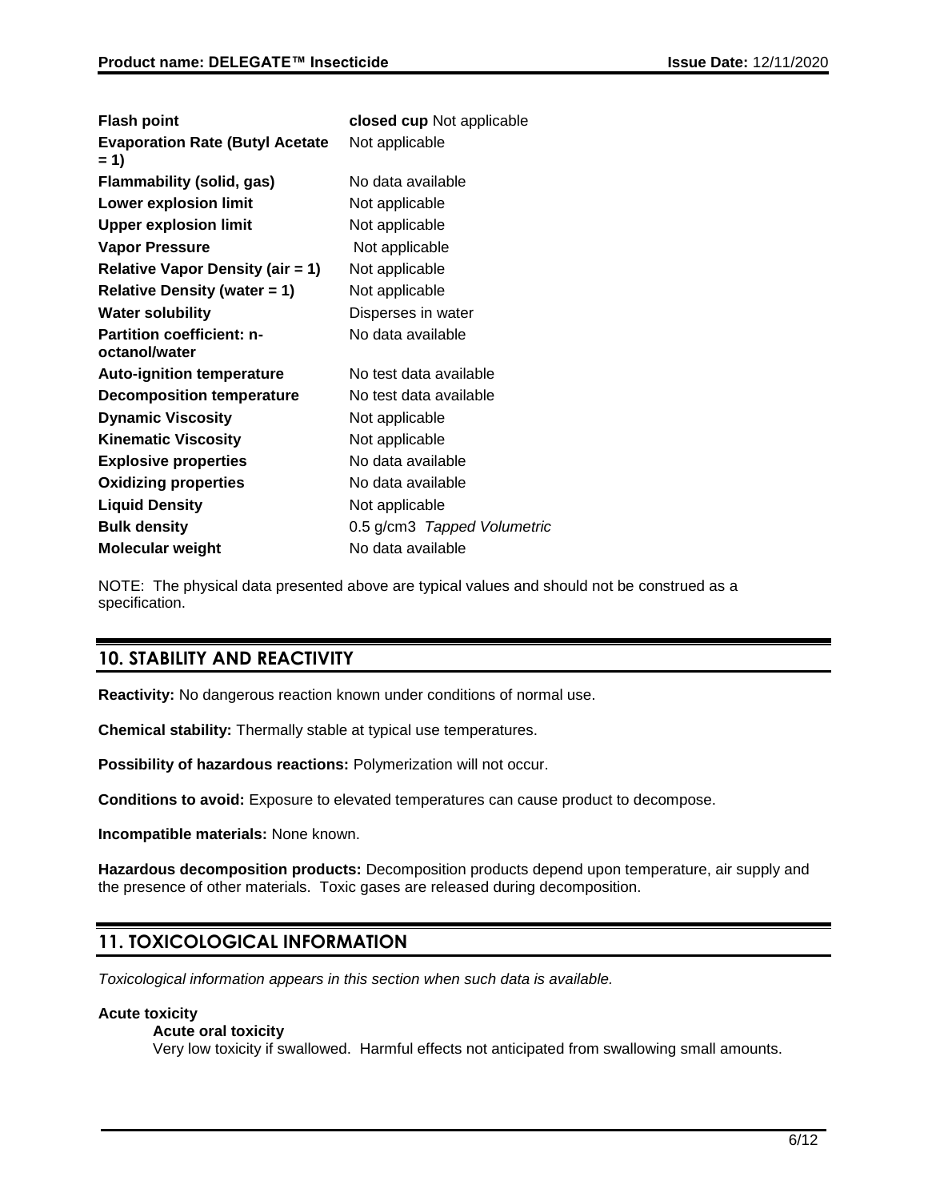| | |
|---|---|
| **Flash point** | **closed cup** Not applicable |
| **Evaporation Rate (Butyl Acetate = 1)** | Not applicable |
| **Flammability (solid, gas)** | No data available |
| **Lower explosion limit** | Not applicable |
| **Upper explosion limit** | Not applicable |
| **Vapor Pressure** | Not applicable |
| **Relative Vapor Density (air = 1)** | Not applicable |
| **Relative Density (water = 1)** | Not applicable |
| **Water solubility** | Disperses in water |
| **Partition coefficient: n-octanol/water** | No data available |
| **Auto-ignition temperature** | No test data available |
| **Decomposition temperature** | No test data available |
| **Dynamic Viscosity** | Not applicable |
| **Kinematic Viscosity** | Not applicable |
| **Explosive properties** | No data available |
| **Oxidizing properties** | No data available |
| **Liquid Density** | Not applicable |
| **Bulk density** | 0.5 g/cm3 *Tapped Volumetric* |
| **Molecular weight** | No data available |

NOTE: The physical data presented above are typical values and should not be construed as a specification.

## 10. STABILITY AND REACTIVITY

**Reactivity:** No dangerous reaction known under conditions of normal use.

**Chemical stability:** Thermally stable at typical use temperatures.

**Possibility of hazardous reactions:** Polymerization will not occur.

**Conditions to avoid:** Exposure to elevated temperatures can cause product to decompose.

**Incompatible materials:** None known.

**Hazardous decomposition products:** Decomposition products depend upon temperature, air supply and the presence of other materials. Toxic gases are released during decomposition.

## 11. TOXICOLOGICAL INFORMATION

*Toxicological information appears in this section when such data is available.*

**Acute toxicity**

**Acute oral toxicity**

Very low toxicity if swallowed. Harmful effects not anticipated from swallowing small amounts.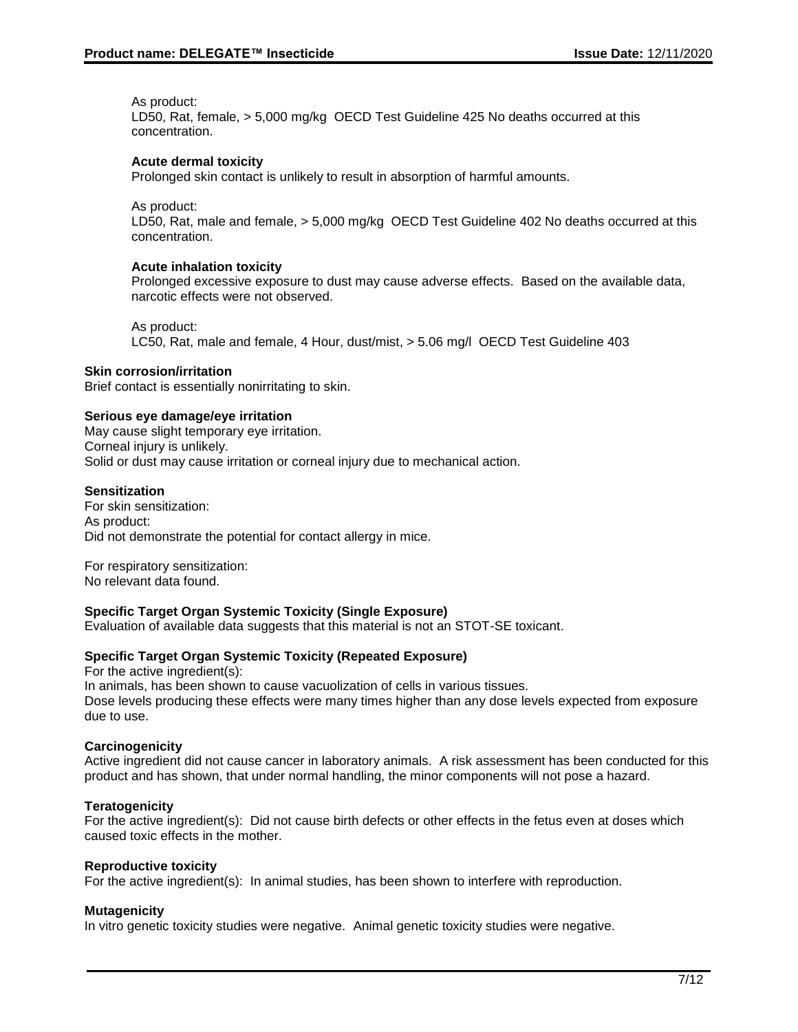As product:
LD50, Rat, female, > 5,000 mg/kg OECD Test Guideline 425 No deaths occurred at this concentration.

**Acute dermal toxicity**
Prolonged skin contact is unlikely to result in absorption of harmful amounts.

As product:
LD50, Rat, male and female, > 5,000 mg/kg OECD Test Guideline 402 No deaths occurred at this concentration.

**Acute inhalation toxicity**
Prolonged excessive exposure to dust may cause adverse effects. Based on the available data, narcotic effects were not observed.

As product:
LC50, Rat, male and female, 4 Hour, dust/mist, > 5.06 mg/l OECD Test Guideline 403

**Skin corrosion/irritation**
Brief contact is essentially nonirritating to skin.

**Serious eye damage/eye irritation**
May cause slight temporary eye irritation.
Corneal injury is unlikely.
Solid or dust may cause irritation or corneal injury due to mechanical action.

**Sensitization**
For skin sensitization:
As product:
Did not demonstrate the potential for contact allergy in mice.

For respiratory sensitization:
No relevant data found.

**Specific Target Organ Systemic Toxicity (Single Exposure)**
Evaluation of available data suggests that this material is not an STOT-SE toxicant.

**Specific Target Organ Systemic Toxicity (Repeated Exposure)**
For the active ingredient(s):
In animals, has been shown to cause vacuolization of cells in various tissues.
Dose levels producing these effects were many times higher than any dose levels expected from exposure due to use.

**Carcinogenicity**
Active ingredient did not cause cancer in laboratory animals. A risk assessment has been conducted for this product and has shown, that under normal handling, the minor components will not pose a hazard.

**Teratogenicity**
For the active ingredient(s): Did not cause birth defects or other effects in the fetus even at doses which caused toxic effects in the mother.

**Reproductive toxicity**
For the active ingredient(s): In animal studies, has been shown to interfere with reproduction.

**Mutagenicity**
In vitro genetic toxicity studies were negative. Animal genetic toxicity studies were negative.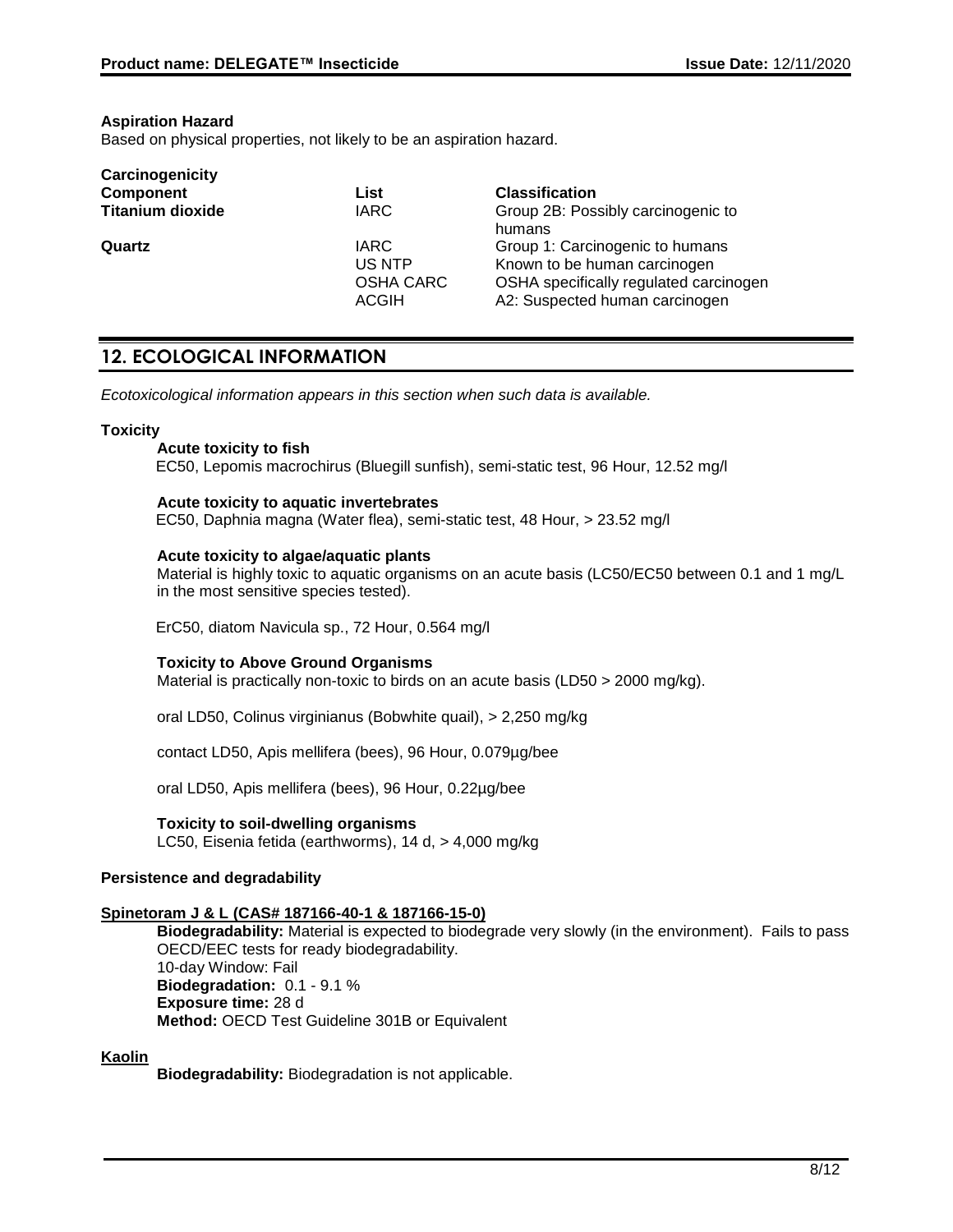**Aspiration Hazard**
Based on physical properties, not likely to be an aspiration hazard.

**Carcinogenicity**

| Component | List | Classification |
| --- | --- | --- |
| **Titanium dioxide** | IARC | Group 2B: Possibly carcinogenic to humans |
| **Quartz** | IARC | Group 1: Carcinogenic to humans |
| | US NTP | Known to be human carcinogen |
| | OSHA CARC | OSHA specifically regulated carcinogen |
| | ACGIH | A2: Suspected human carcinogen |

## 12. ECOLOGICAL INFORMATION

*Ecotoxicological information appears in this section when such data is available.*

**Toxicity**

**Acute toxicity to fish**
EC50, Lepomis macrochirus (Bluegill sunfish), semi-static test, 96 Hour, 12.52 mg/l

**Acute toxicity to aquatic invertebrates**
EC50, Daphnia magna (Water flea), semi-static test, 48 Hour, > 23.52 mg/l

**Acute toxicity to algae/aquatic plants**
Material is highly toxic to aquatic organisms on an acute basis (LC50/EC50 between 0.1 and 1 mg/L in the most sensitive species tested).

ErC50, diatom Navicula sp., 72 Hour, 0.564 mg/l

**Toxicity to Above Ground Organisms**
Material is practically non-toxic to birds on an acute basis (LD50 > 2000 mg/kg).

oral LD50, Colinus virginianus (Bobwhite quail), > 2,250 mg/kg

contact LD50, Apis mellifera (bees), 96 Hour, 0.079µg/bee

oral LD50, Apis mellifera (bees), 96 Hour, 0.22µg/bee

**Toxicity to soil-dwelling organisms**
LC50, Eisenia fetida (earthworms), 14 d, > 4,000 mg/kg

**Persistence and degradability**

**Spinetoram J & L (CAS# 187166-40-1 & 187166-15-0)**

**Biodegradability:** Material is expected to biodegrade very slowly (in the environment). Fails to pass OECD/EEC tests for ready biodegradability.
10-day Window: Fail
**Biodegradation:** 0.1 - 9.1 %
**Exposure time:** 28 d
**Method:** OECD Test Guideline 301B or Equivalent

**Kaolin**

**Biodegradability:** Biodegradation is not applicable.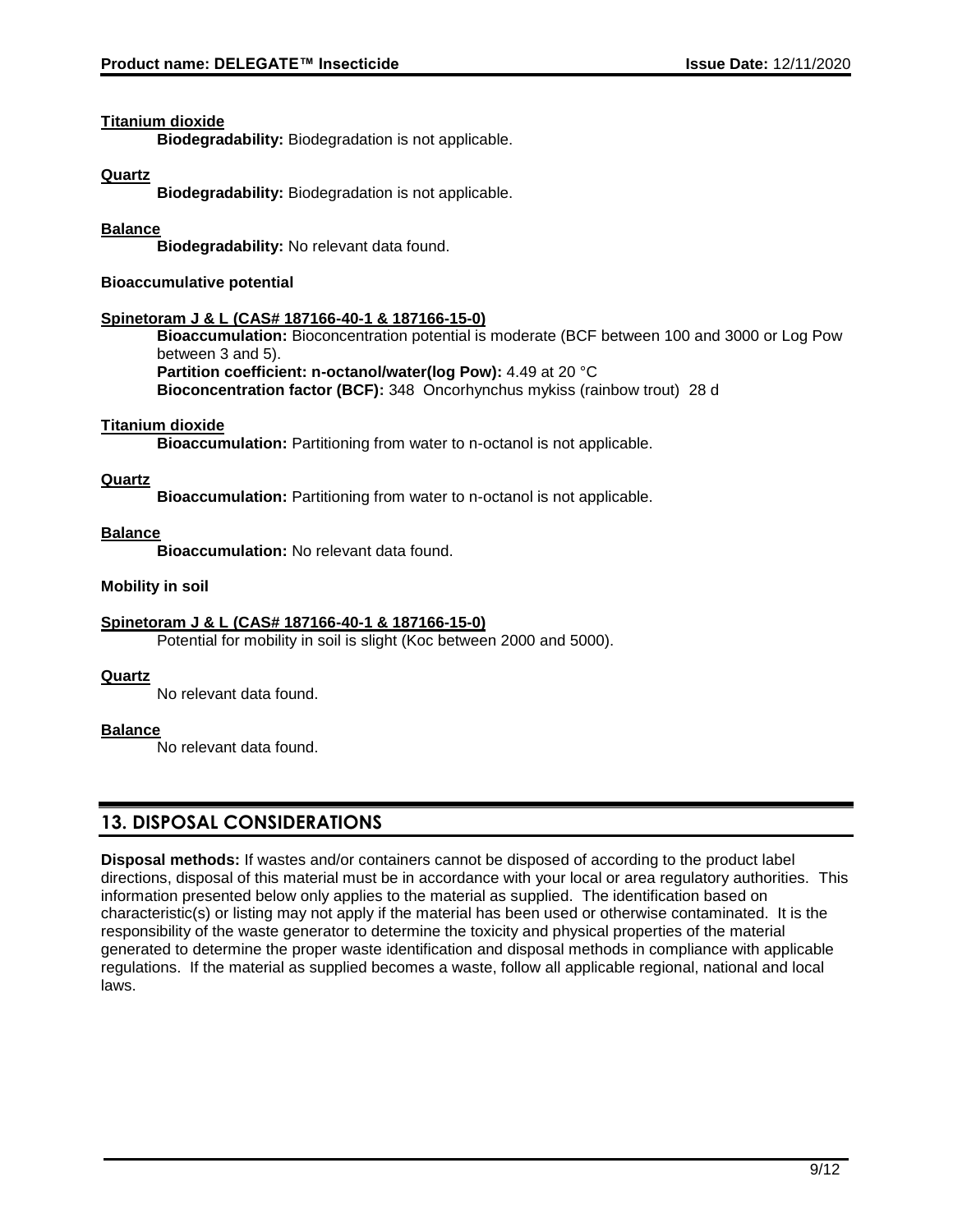**Titanium dioxide**

**Biodegradability:** Biodegradation is not applicable.

**Quartz**

**Biodegradability:** Biodegradation is not applicable.

**Balance**

**Biodegradability:** No relevant data found.

**Bioaccumulative potential**

**Spinetoram J & L (CAS# 187166-40-1 & 187166-15-0)**

**Bioaccumulation:** Bioconcentration potential is moderate (BCF between 100 and 3000 or Log Pow between 3 and 5).
**Partition coefficient: n-octanol/water(log Pow):** 4.49 at 20 °C
**Bioconcentration factor (BCF):** 348 Oncorhynchus mykiss (rainbow trout) 28 d

**Titanium dioxide**

**Bioaccumulation:** Partitioning from water to n-octanol is not applicable.

**Quartz**

**Bioaccumulation:** Partitioning from water to n-octanol is not applicable.

**Balance**

**Bioaccumulation:** No relevant data found.

**Mobility in soil**

**Spinetoram J & L (CAS# 187166-40-1 & 187166-15-0)**

Potential for mobility in soil is slight (Koc between 2000 and 5000).

**Quartz**

No relevant data found.

**Balance**

No relevant data found.

## 13. DISPOSAL CONSIDERATIONS

**Disposal methods:** If wastes and/or containers cannot be disposed of according to the product label directions, disposal of this material must be in accordance with your local or area regulatory authorities. This information presented below only applies to the material as supplied. The identification based on characteristic(s) or listing may not apply if the material has been used or otherwise contaminated. It is the responsibility of the waste generator to determine the toxicity and physical properties of the material generated to determine the proper waste identification and disposal methods in compliance with applicable regulations. If the material as supplied becomes a waste, follow all applicable regional, national and local laws.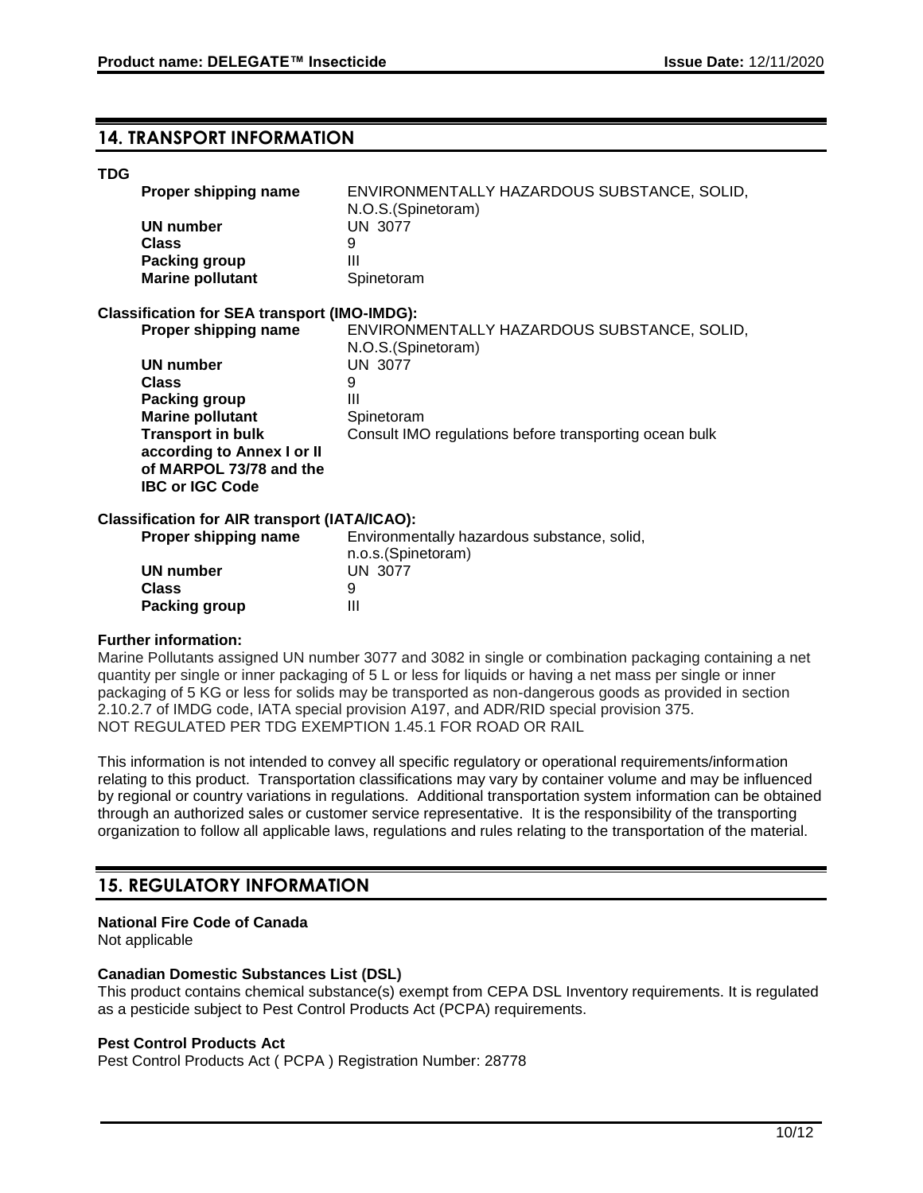## 14. TRANSPORT INFORMATION

**TDG**

| | |
|---|---|
| **Proper shipping name** | ENVIRONMENTALLY HAZARDOUS SUBSTANCE, SOLID, N.O.S.(Spinetoram) |
| **UN number** | UN 3077 |
| **Class** | 9 |
| **Packing group** | III |
| **Marine pollutant** | Spinetoram |

**Classification for SEA transport (IMO-IMDG):**

| | |
|---|---|
| **Proper shipping name** | ENVIRONMENTALLY HAZARDOUS SUBSTANCE, SOLID, N.O.S.(Spinetoram) |
| **UN number** | UN 3077 |
| **Class** | 9 |
| **Packing group** | III |
| **Marine pollutant** | Spinetoram |
| **Transport in bulk according to Annex I or II of MARPOL 73/78 and the IBC or IGC Code** | Consult IMO regulations before transporting ocean bulk |

**Classification for AIR transport (IATA/ICAO):**

| | |
|---|---|
| **Proper shipping name** | Environmentally hazardous substance, solid, n.o.s.(Spinetoram) |
| **UN number** | UN 3077 |
| **Class** | 9 |
| **Packing group** | III |

**Further information:**

Marine Pollutants assigned UN number 3077 and 3082 in single or combination packaging containing a net quantity per single or inner packaging of 5 L or less for liquids or having a net mass per single or inner packaging of 5 KG or less for solids may be transported as non-dangerous goods as provided in section 2.10.2.7 of IMDG code, IATA special provision A197, and ADR/RID special provision 375.
NOT REGULATED PER TDG EXEMPTION 1.45.1 FOR ROAD OR RAIL

This information is not intended to convey all specific regulatory or operational requirements/information relating to this product. Transportation classifications may vary by container volume and may be influenced by regional or country variations in regulations. Additional transportation system information can be obtained through an authorized sales or customer service representative. It is the responsibility of the transporting organization to follow all applicable laws, regulations and rules relating to the transportation of the material.

## 15. REGULATORY INFORMATION

**National Fire Code of Canada**
Not applicable

**Canadian Domestic Substances List (DSL)**
This product contains chemical substance(s) exempt from CEPA DSL Inventory requirements. It is regulated as a pesticide subject to Pest Control Products Act (PCPA) requirements.

**Pest Control Products Act**
Pest Control Products Act ( PCPA ) Registration Number: 28778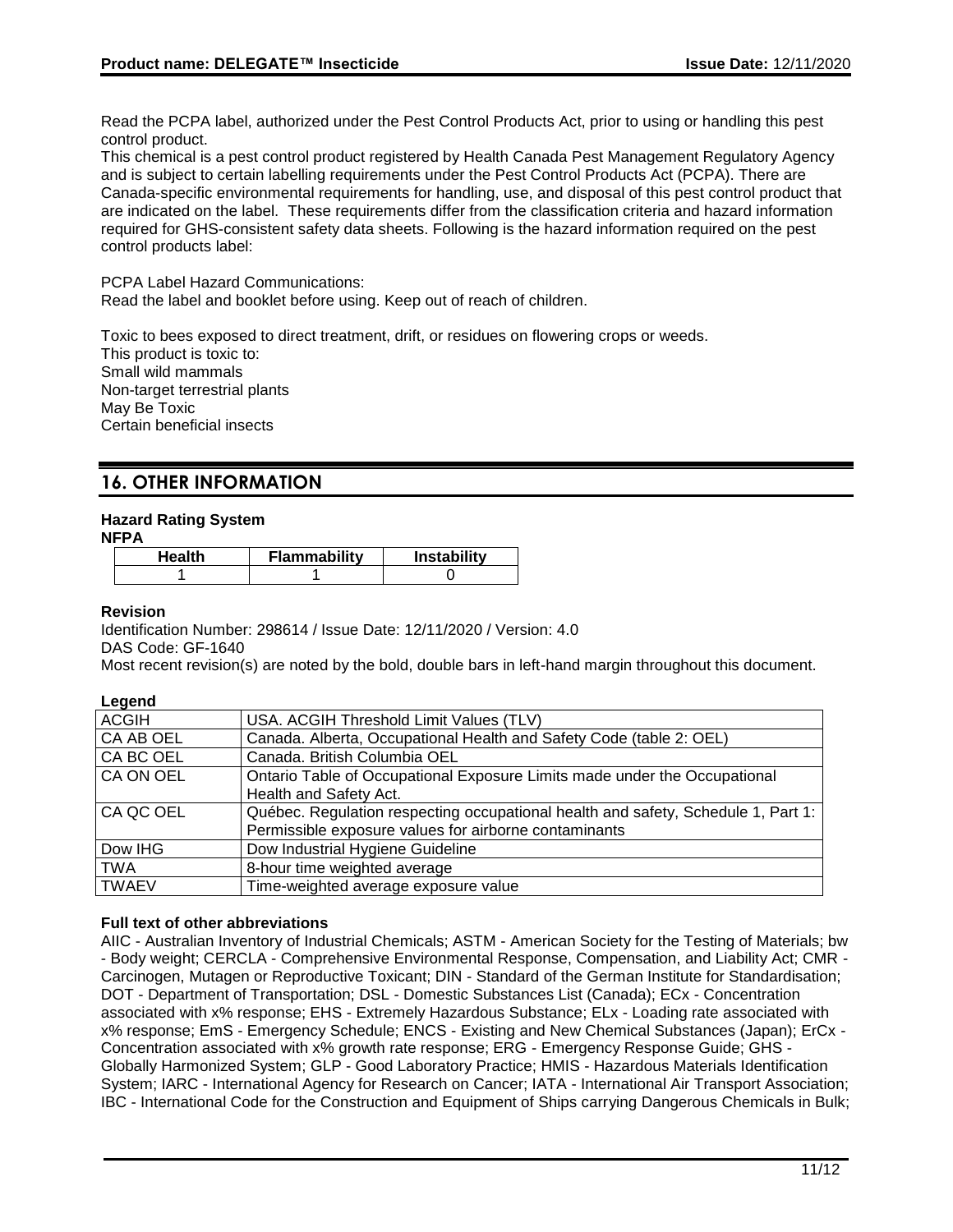Read the PCPA label, authorized under the Pest Control Products Act, prior to using or handling this pest control product.
This chemical is a pest control product registered by Health Canada Pest Management Regulatory Agency and is subject to certain labelling requirements under the Pest Control Products Act (PCPA). There are Canada-specific environmental requirements for handling, use, and disposal of this pest control product that are indicated on the label. These requirements differ from the classification criteria and hazard information required for GHS-consistent safety data sheets. Following is the hazard information required on the pest control products label:

PCPA Label Hazard Communications:
Read the label and booklet before using. Keep out of reach of children.

Toxic to bees exposed to direct treatment, drift, or residues on flowering crops or weeds.
This product is toxic to:
Small wild mammals
Non-target terrestrial plants
May Be Toxic
Certain beneficial insects

## 16. OTHER INFORMATION

**Hazard Rating System**
**NFPA**

| Health | Flammability | Instability |
|---|---|---|
| 1 | 1 | 0 |

**Revision**
Identification Number: 298614 / Issue Date: 12/11/2020 / Version: 4.0
DAS Code: GF-1640
Most recent revision(s) are noted by the bold, double bars in left-hand margin throughout this document.

**Legend**

| | |
|---|---|
| ACGIH | USA. ACGIH Threshold Limit Values (TLV) |
| CA AB OEL | Canada. Alberta, Occupational Health and Safety Code (table 2: OEL) |
| CA BC OEL | Canada. British Columbia OEL |
| CA ON OEL | Ontario Table of Occupational Exposure Limits made under the Occupational Health and Safety Act. |
| CA QC OEL | Québec. Regulation respecting occupational health and safety, Schedule 1, Part 1: Permissible exposure values for airborne contaminants |
| Dow IHG | Dow Industrial Hygiene Guideline |
| TWA | 8-hour time weighted average |
| TWAEV | Time-weighted average exposure value |

**Full text of other abbreviations**
AIIC - Australian Inventory of Industrial Chemicals; ASTM - American Society for the Testing of Materials; bw - Body weight; CERCLA - Comprehensive Environmental Response, Compensation, and Liability Act; CMR - Carcinogen, Mutagen or Reproductive Toxicant; DIN - Standard of the German Institute for Standardisation; DOT - Department of Transportation; DSL - Domestic Substances List (Canada); ECx - Concentration associated with x% response; EHS - Extremely Hazardous Substance; ELx - Loading rate associated with x% response; EmS - Emergency Schedule; ENCS - Existing and New Chemical Substances (Japan); ErCx - Concentration associated with x% growth rate response; ERG - Emergency Response Guide; GHS - Globally Harmonized System; GLP - Good Laboratory Practice; HMIS - Hazardous Materials Identification System; IARC - International Agency for Research on Cancer; IATA - International Air Transport Association; IBC - International Code for the Construction and Equipment of Ships carrying Dangerous Chemicals in Bulk;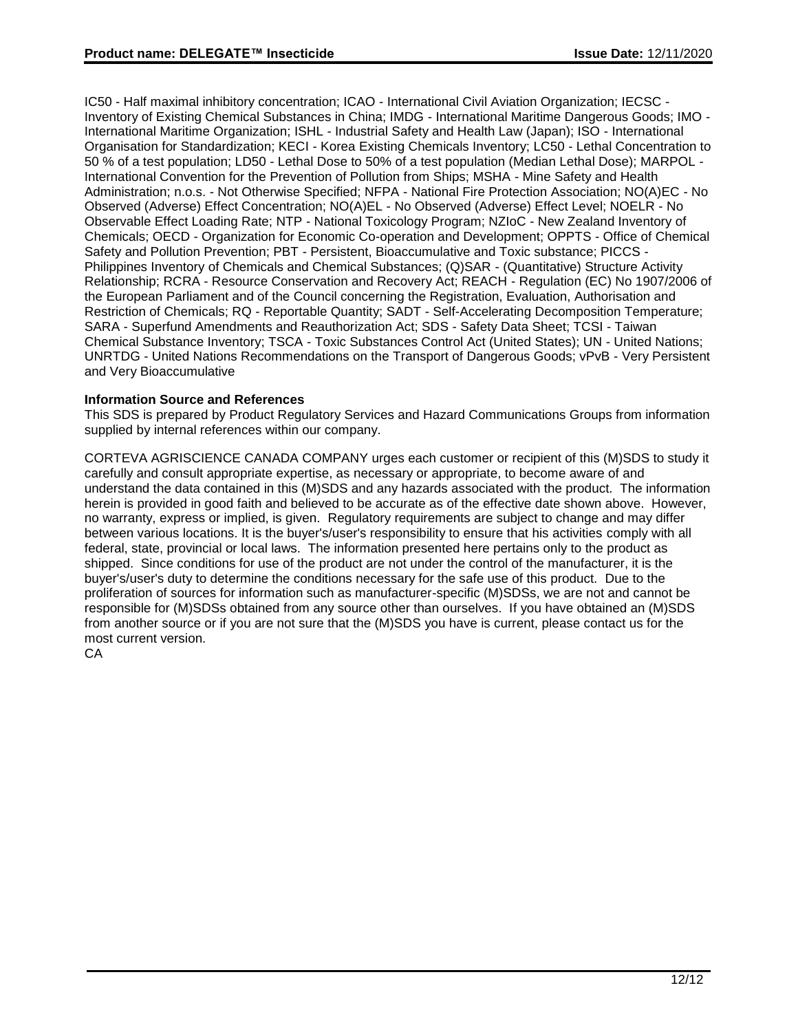IC50 - Half maximal inhibitory concentration; ICAO - International Civil Aviation Organization; IECSC - Inventory of Existing Chemical Substances in China; IMDG - International Maritime Dangerous Goods; IMO - International Maritime Organization; ISHL - Industrial Safety and Health Law (Japan); ISO - International Organisation for Standardization; KECI - Korea Existing Chemicals Inventory; LC50 - Lethal Concentration to 50 % of a test population; LD50 - Lethal Dose to 50% of a test population (Median Lethal Dose); MARPOL - International Convention for the Prevention of Pollution from Ships; MSHA - Mine Safety and Health Administration; n.o.s. - Not Otherwise Specified; NFPA - National Fire Protection Association; NO(A)EC - No Observed (Adverse) Effect Concentration; NO(A)EL - No Observed (Adverse) Effect Level; NOELR - No Observable Effect Loading Rate; NTP - National Toxicology Program; NZIoC - New Zealand Inventory of Chemicals; OECD - Organization for Economic Co-operation and Development; OPPTS - Office of Chemical Safety and Pollution Prevention; PBT - Persistent, Bioaccumulative and Toxic substance; PICCS - Philippines Inventory of Chemicals and Chemical Substances; (Q)SAR - (Quantitative) Structure Activity Relationship; RCRA - Resource Conservation and Recovery Act; REACH - Regulation (EC) No 1907/2006 of the European Parliament and of the Council concerning the Registration, Evaluation, Authorisation and Restriction of Chemicals; RQ - Reportable Quantity; SADT - Self-Accelerating Decomposition Temperature; SARA - Superfund Amendments and Reauthorization Act; SDS - Safety Data Sheet; TCSI - Taiwan Chemical Substance Inventory; TSCA - Toxic Substances Control Act (United States); UN - United Nations; UNRTDG - United Nations Recommendations on the Transport of Dangerous Goods; vPvB - Very Persistent and Very Bioaccumulative

**Information Source and References**

This SDS is prepared by Product Regulatory Services and Hazard Communications Groups from information supplied by internal references within our company.

CORTEVA AGRISCIENCE CANADA COMPANY urges each customer or recipient of this (M)SDS to study it carefully and consult appropriate expertise, as necessary or appropriate, to become aware of and understand the data contained in this (M)SDS and any hazards associated with the product. The information herein is provided in good faith and believed to be accurate as of the effective date shown above. However, no warranty, express or implied, is given. Regulatory requirements are subject to change and may differ between various locations. It is the buyer's/user's responsibility to ensure that his activities comply with all federal, state, provincial or local laws. The information presented here pertains only to the product as shipped. Since conditions for use of the product are not under the control of the manufacturer, it is the buyer's/user's duty to determine the conditions necessary for the safe use of this product. Due to the proliferation of sources for information such as manufacturer-specific (M)SDSs, we are not and cannot be responsible for (M)SDSs obtained from any source other than ourselves. If you have obtained an (M)SDS from another source or if you are not sure that the (M)SDS you have is current, please contact us for the most current version.

CA